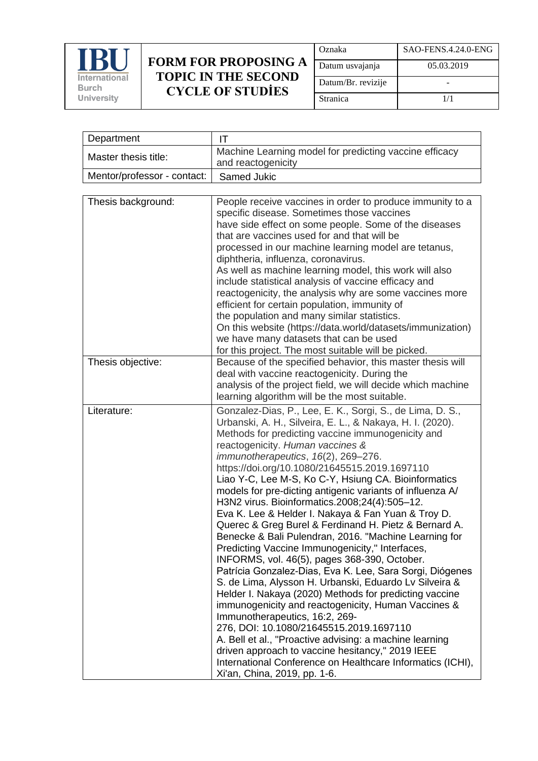| IBU International Burch University | FORM FOR PROPOSING A TOPIC IN THE SECOND CYCLE OF STUDİES | Oznaka | SAO-FENS.4.24.0-ENG |
|---|---|---|---|
| | | Datum usvajanja | 05.03.2019 |
| | | Datum/Br. revizije | - |
| | | Stranica | 1/1 |

| Department | IT |
|---|---|
| Master thesis title: | Machine Learning model for predicting vaccine efficacy and reactogenicity |
| Mentor/professor - contact: | Samed Jukic |

| Thesis background: | People receive vaccines in order to produce immunity to a specific disease. Sometimes those vaccines have side effect on some people. Some of the diseases that are vaccines used for and that will be processed in our machine learning model are tetanus, diphtheria, influenza, coronavirus. As well as machine learning model, this work will also include statistical analysis of vaccine efficacy and reactogenicity, the analysis why are some vaccines more efficient for certain population, immunity of the population and many similar statistics. On this website (https://data.world/datasets/immunization) we have many datasets that can be used for this project. The most suitable will be picked. |
|---|---|
| Thesis objective: | Because of the specified behavior, this master thesis will deal with vaccine reactogenicity. During the analysis of the project field, we will decide which machine learning algorithm will be the most suitable. |
| Literature: | Gonzalez-Dias, P., Lee, E. K., Sorgi, S., de Lima, D. S., Urbanski, A. H., Silveira, E. L., & Nakaya, H. I. (2020). Methods for predicting vaccine immunogenicity and reactogenicity. *Human vaccines & immunotherapeutics*, *16*(2), 269–276. https://doi.org/10.1080/21645515.2019.1697110<br>Liao Y-C, Lee M-S, Ko C-Y, Hsiung CA. Bioinformatics models for pre-dicting antigenic variants of influenza A/ H3N2 virus. Bioinformatics.2008;24(4):505–12.<br>Eva K. Lee & Helder I. Nakaya & Fan Yuan & Troy D. Querec & Greg Burel & Ferdinand H. Pietz & Bernard A. Benecke & Bali Pulendran, 2016. "Machine Learning for Predicting Vaccine Immunogenicity," Interfaces, INFORMS, vol. 46(5), pages 368-390, October.<br>Patrícia Gonzalez-Dias, Eva K. Lee, Sara Sorgi, Diógenes S. de Lima, Alysson H. Urbanski, Eduardo Lv Silveira & Helder I. Nakaya (2020) Methods for predicting vaccine immunogenicity and reactogenicity, Human Vaccines & Immunotherapeutics, 16:2, 269-276, DOI: 10.1080/21645515.2019.1697110<br>A. Bell et al., "Proactive advising: a machine learning driven approach to vaccine hesitancy," 2019 IEEE International Conference on Healthcare Informatics (ICHI), Xi'an, China, 2019, pp. 1-6. |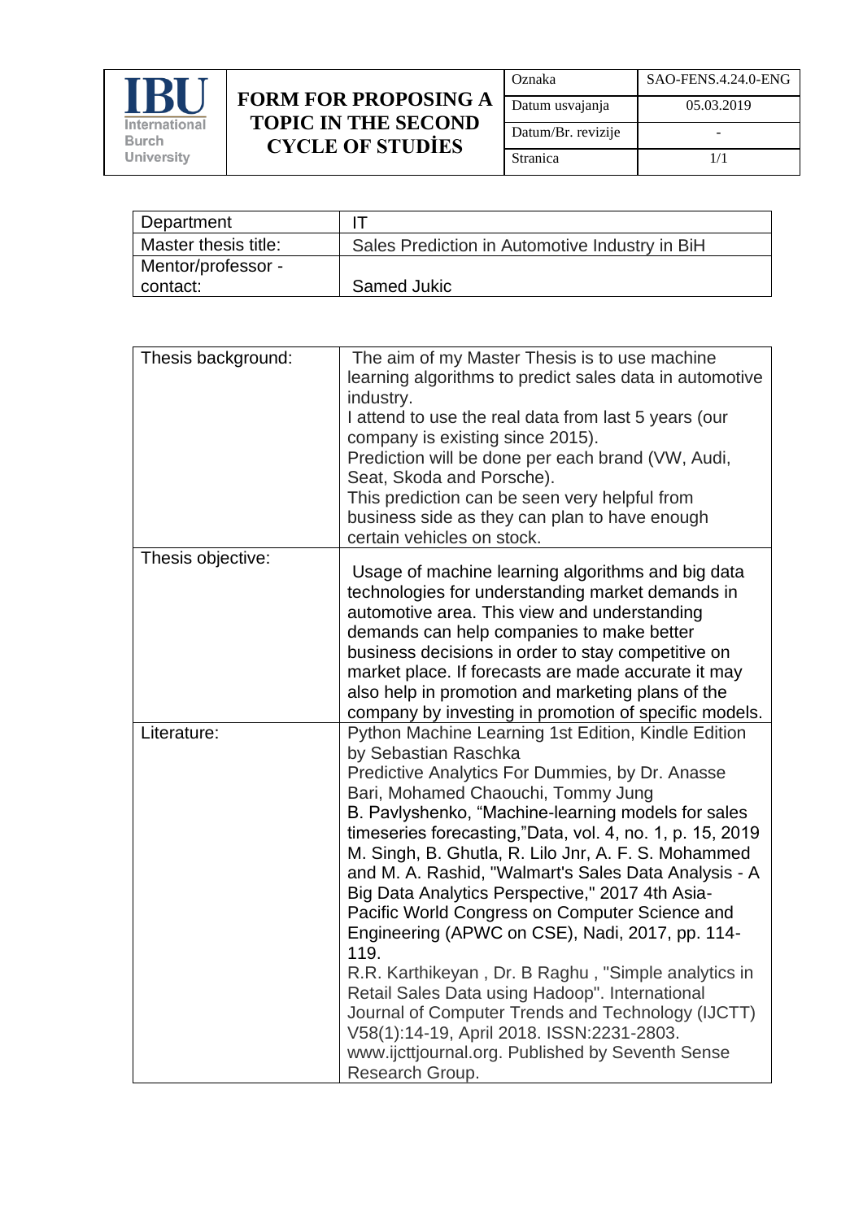| IBU International Burch University | **FORM FOR PROPOSING A TOPIC IN THE SECOND CYCLE OF STUDİES** | Oznaka | SAO-FENS.4.24.0-ENG |
|---|---|---|---|
| | | Datum usvajanja | 05.03.2019 |
| | | Datum/Br. revizije | - |
| | | Stranica | 1/1 |

| Department | IT |
|---|---|
| Master thesis title: | Sales Prediction in Automotive Industry in BiH |
| Mentor/professor - contact: | Samed Jukic |

| Thesis background: | The aim of my Master Thesis is to use machine learning algorithms to predict sales data in automotive industry.<br>I attend to use the real data from last 5 years (our company is existing since 2015).<br>Prediction will be done per each brand (VW, Audi, Seat, Skoda and Porsche).<br>This prediction can be seen very helpful from business side as they can plan to have enough certain vehicles on stock. |
|---|---|
| Thesis objective: | Usage of machine learning algorithms and big data technologies for understanding market demands in automotive area. This view and understanding demands can help companies to make better business decisions in order to stay competitive on market place. If forecasts are made accurate it may also help in promotion and marketing plans of the company by investing in promotion of specific models. |
| Literature: | Python Machine Learning 1st Edition, Kindle Edition by Sebastian Raschka<br>Predictive Analytics For Dummies, by Dr. Anasse Bari, Mohamed Chaouchi, Tommy Jung<br>B. Pavlyshenko, "Machine-learning models for sales timeseries forecasting,"Data, vol. 4, no. 1, p. 15, 2019<br>M. Singh, B. Ghutla, R. Lilo Jnr, A. F. S. Mohammed and M. A. Rashid, "Walmart's Sales Data Analysis - A Big Data Analytics Perspective," 2017 4th Asia-Pacific World Congress on Computer Science and Engineering (APWC on CSE), Nadi, 2017, pp. 114-119.<br>R.R. Karthikeyan , Dr. B Raghu , "Simple analytics in Retail Sales Data using Hadoop". International Journal of Computer Trends and Technology (IJCTT) V58(1):14-19, April 2018. ISSN:2231-2803. www.ijcttjournal.org. Published by Seventh Sense Research Group. |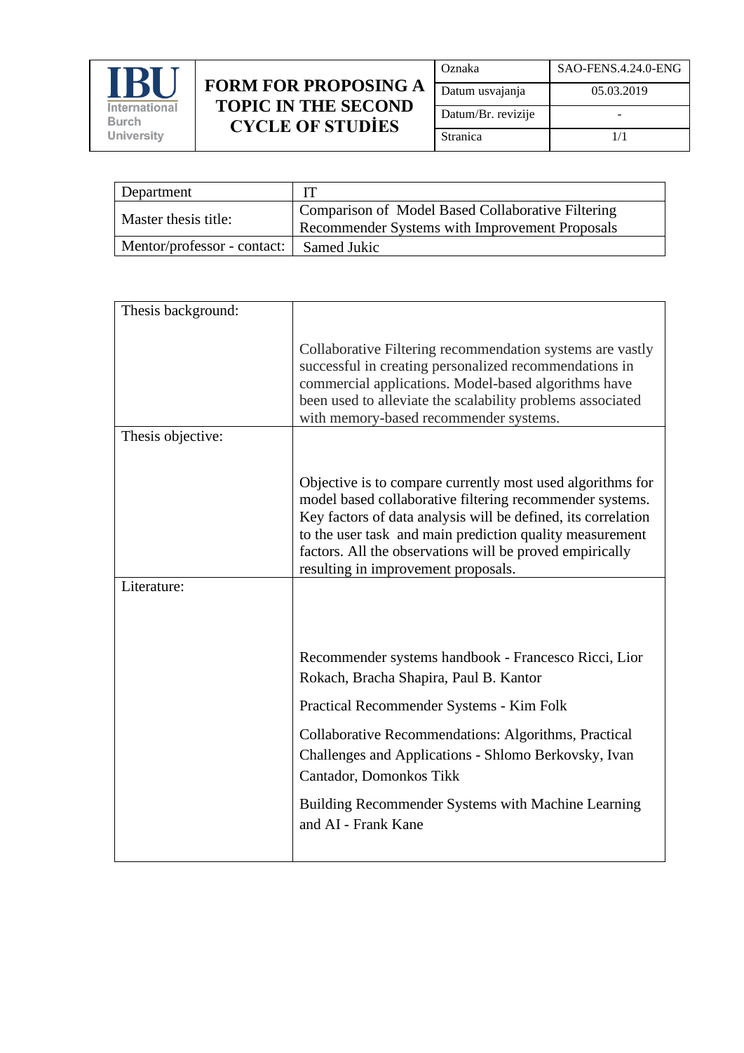| IBU International Burch University | **FORM FOR PROPOSING A TOPIC IN THE SECOND CYCLE OF STUDİES** | Oznaka | SAO-FENS.4.24.0-ENG |
| --- | --- | --- | --- |
| | | Datum usvajanja | 05.03.2019 |
| | | Datum/Br. revizije | - |
| | | Stranica | 1/1 |

| Department | IT |
| --- | --- |
| Master thesis title: | Comparison of Model Based Collaborative Filtering Recommender Systems with Improvement Proposals |
| Mentor/professor - contact: | Samed Jukic |

| Thesis background: | Collaborative Filtering recommendation systems are vastly successful in creating personalized recommendations in commercial applications. Model-based algorithms have been used to alleviate the scalability problems associated with memory-based recommender systems. |
| --- | --- |
| Thesis objective: | Objective is to compare currently most used algorithms for model based collaborative filtering recommender systems. Key factors of data analysis will be defined, its correlation to the user task and main prediction quality measurement factors. All the observations will be proved empirically resulting in improvement proposals. |
| Literature: | Recommender systems handbook - Francesco Ricci, Lior Rokach, Bracha Shapira, Paul B. Kantor<br><br>Practical Recommender Systems - Kim Folk<br><br>Collaborative Recommendations: Algorithms, Practical Challenges and Applications - Shlomo Berkovsky, Ivan Cantador, Domonkos Tikk<br><br>Building Recommender Systems with Machine Learning and AI - Frank Kane |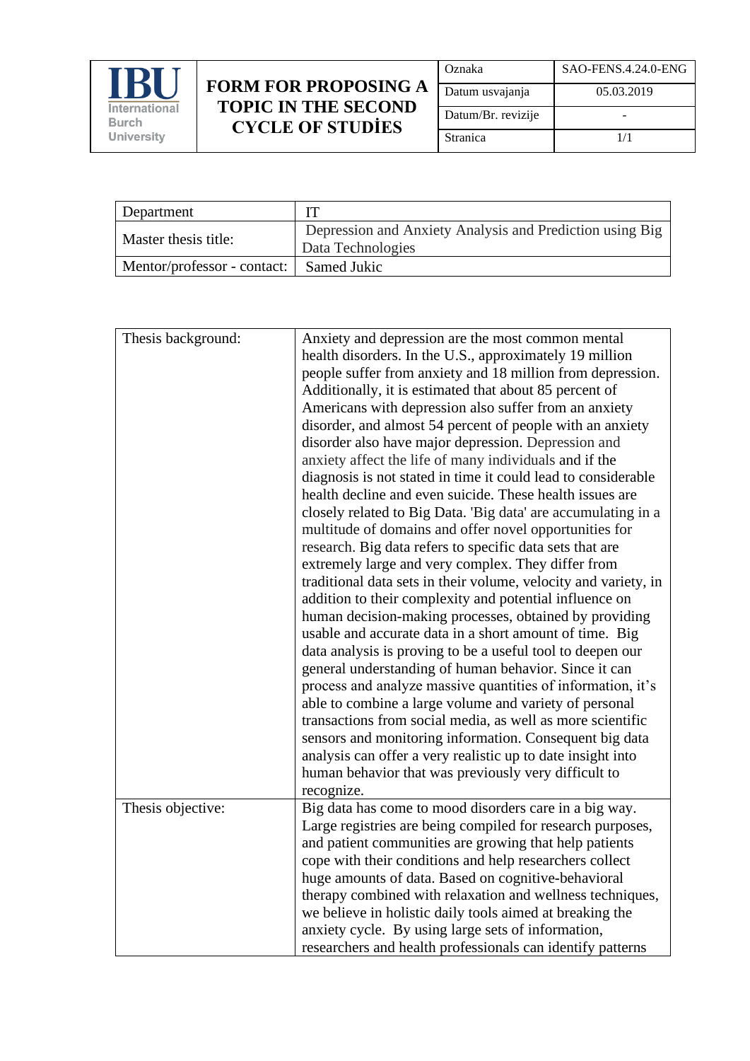| IBU International Burch University | FORM FOR PROPOSING A TOPIC IN THE SECOND CYCLE OF STUDİES | Oznaka | SAO-FENS.4.24.0-ENG |
|---|---|---|---|
| | | Datum usvajanja | 05.03.2019 |
| | | Datum/Br. revizije | - |
| | | Stranica | 1/1 |

| Department | IT |
|---|---|
| Master thesis title: | Depression and Anxiety Analysis and Prediction using Big Data Technologies |
| Mentor/professor - contact: | Samed Jukic |

| Thesis background: | Anxiety and depression are the most common mental health disorders. In the U.S., approximately 19 million people suffer from anxiety and 18 million from depression. Additionally, it is estimated that about 85 percent of Americans with depression also suffer from an anxiety disorder, and almost 54 percent of people with an anxiety disorder also have major depression. Depression and anxiety affect the life of many individuals and if the diagnosis is not stated in time it could lead to considerable health decline and even suicide. These health issues are closely related to Big Data. 'Big data' are accumulating in a multitude of domains and offer novel opportunities for research. Big data refers to specific data sets that are extremely large and very complex. They differ from traditional data sets in their volume, velocity and variety, in addition to their complexity and potential influence on human decision-making processes, obtained by providing usable and accurate data in a short amount of time. Big data analysis is proving to be a useful tool to deepen our general understanding of human behavior. Since it can process and analyze massive quantities of information, it's able to combine a large volume and variety of personal transactions from social media, as well as more scientific sensors and monitoring information. Consequent big data analysis can offer a very realistic up to date insight into human behavior that was previously very difficult to recognize. |
|---|---|
| Thesis objective: | Big data has come to mood disorders care in a big way. Large registries are being compiled for research purposes, and patient communities are growing that help patients cope with their conditions and help researchers collect huge amounts of data. Based on cognitive-behavioral therapy combined with relaxation and wellness techniques, we believe in holistic daily tools aimed at breaking the anxiety cycle. By using large sets of information, researchers and health professionals can identify patterns |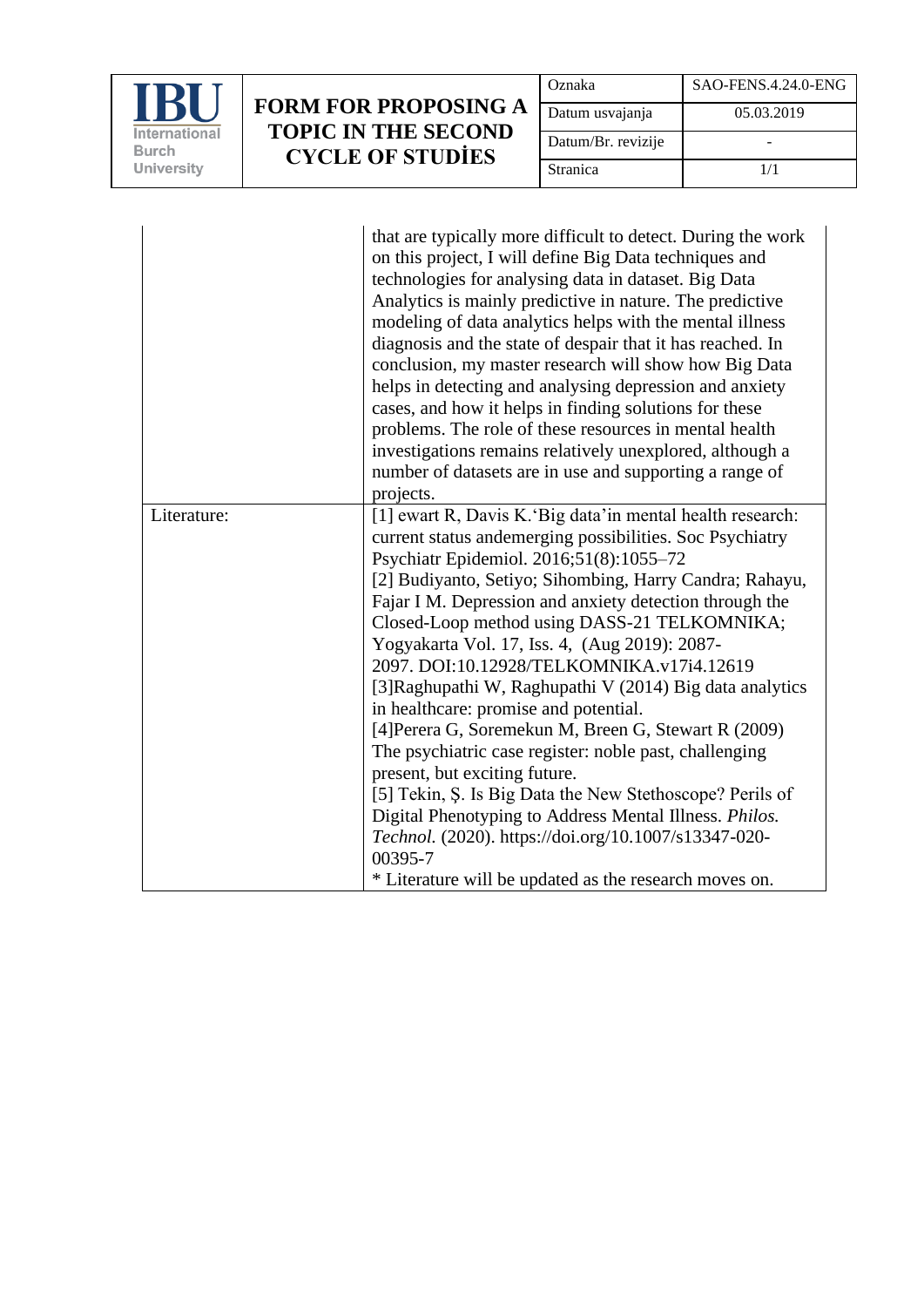| | |
|---|---|
| | that are typically more difficult to detect. During the work on this project, I will define Big Data techniques and technologies for analysing data in dataset. Big Data Analytics is mainly predictive in nature. The predictive modeling of data analytics helps with the mental illness diagnosis and the state of despair that it has reached. In conclusion, my master research will show how Big Data helps in detecting and analysing depression and anxiety cases, and how it helps in finding solutions for these problems. The role of these resources in mental health investigations remains relatively unexplored, although a number of datasets are in use and supporting a range of projects. |
| Literature: | [1] ewart R, Davis K.'Big data'in mental health research: current status andemerging possibilities. Soc Psychiatry Psychiatr Epidemiol. 2016;51(8):1055–72<br>[2] Budiyanto, Setiyo; Sihombing, Harry Candra; Rahayu, Fajar I M. Depression and anxiety detection through the Closed-Loop method using DASS-21 TELKOMNIKA; Yogyakarta Vol. 17, Iss. 4, (Aug 2019): 2087-2097. DOI:10.12928/TELKOMNIKA.v17i4.12619<br>[3]Raghupathi W, Raghupathi V (2014) Big data analytics in healthcare: promise and potential.<br>[4]Perera G, Soremekun M, Breen G, Stewart R (2009) The psychiatric case register: noble past, challenging present, but exciting future.<br>[5] Tekin, Ş. Is Big Data the New Stethoscope? Perils of Digital Phenotyping to Address Mental Illness. *Philos. Technol.* (2020). https://doi.org/10.1007/s13347-020-00395-7<br>* Literature will be updated as the research moves on. |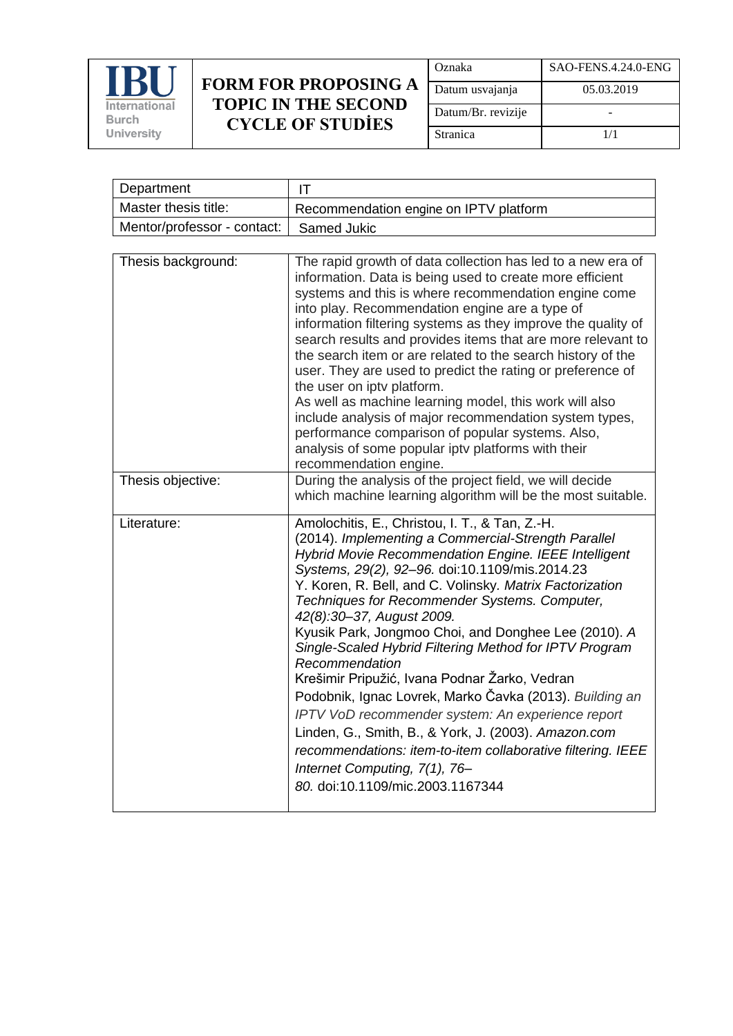| IBU International Burch University | FORM FOR PROPOSING A TOPIC IN THE SECOND CYCLE OF STUDİES | Oznaka | SAO-FENS.4.24.0-ENG |
|---|---|---|---|
| | | Datum usvajanja | 05.03.2019 |
| | | Datum/Br. revizije | - |
| | | Stranica | 1/1 |

| | |
|---|---|
| Department | IT |
| Master thesis title: | Recommendation engine on IPTV platform |
| Mentor/professor - contact: | Samed Jukic |

| | |
|---|---|
| Thesis background: | The rapid growth of data collection has led to a new era of information. Data is being used to create more efficient systems and this is where recommendation engine come into play. Recommendation engine are a type of information filtering systems as they improve the quality of search results and provides items that are more relevant to the search item or are related to the search history of the user. They are used to predict the rating or preference of the user on iptv platform.<br>As well as machine learning model, this work will also include analysis of major recommendation system types, performance comparison of popular systems. Also, analysis of some popular iptv platforms with their recommendation engine. |
| Thesis objective: | During the analysis of the project field, we will decide which machine learning algorithm will be the most suitable. |
| Literature: | Amolochitis, E., Christou, I. T., & Tan, Z.-H. (2014). *Implementing a Commercial-Strength Parallel Hybrid Movie Recommendation Engine. IEEE Intelligent Systems, 29(2), 92–96.* doi:10.1109/mis.2014.23<br>Y. Koren, R. Bell, and C. Volinsky. *Matrix Factorization Techniques for Recommender Systems. Computer, 42(8):30–37, August 2009.*<br>Kyusik Park, Jongmoo Choi, and Donghee Lee (2010). *A Single-Scaled Hybrid Filtering Method for IPTV Program Recommendation*<br>Krešimir Pripužić, Ivana Podnar Žarko, Vedran Podobnik, Ignac Lovrek, Marko Čavka (2013). *Building an IPTV VoD recommender system: An experience report*<br>Linden, G., Smith, B., & York, J. (2003). *Amazon.com recommendations: item-to-item collaborative filtering. IEEE Internet Computing, 7(1), 76–80.* doi:10.1109/mic.2003.1167344 |